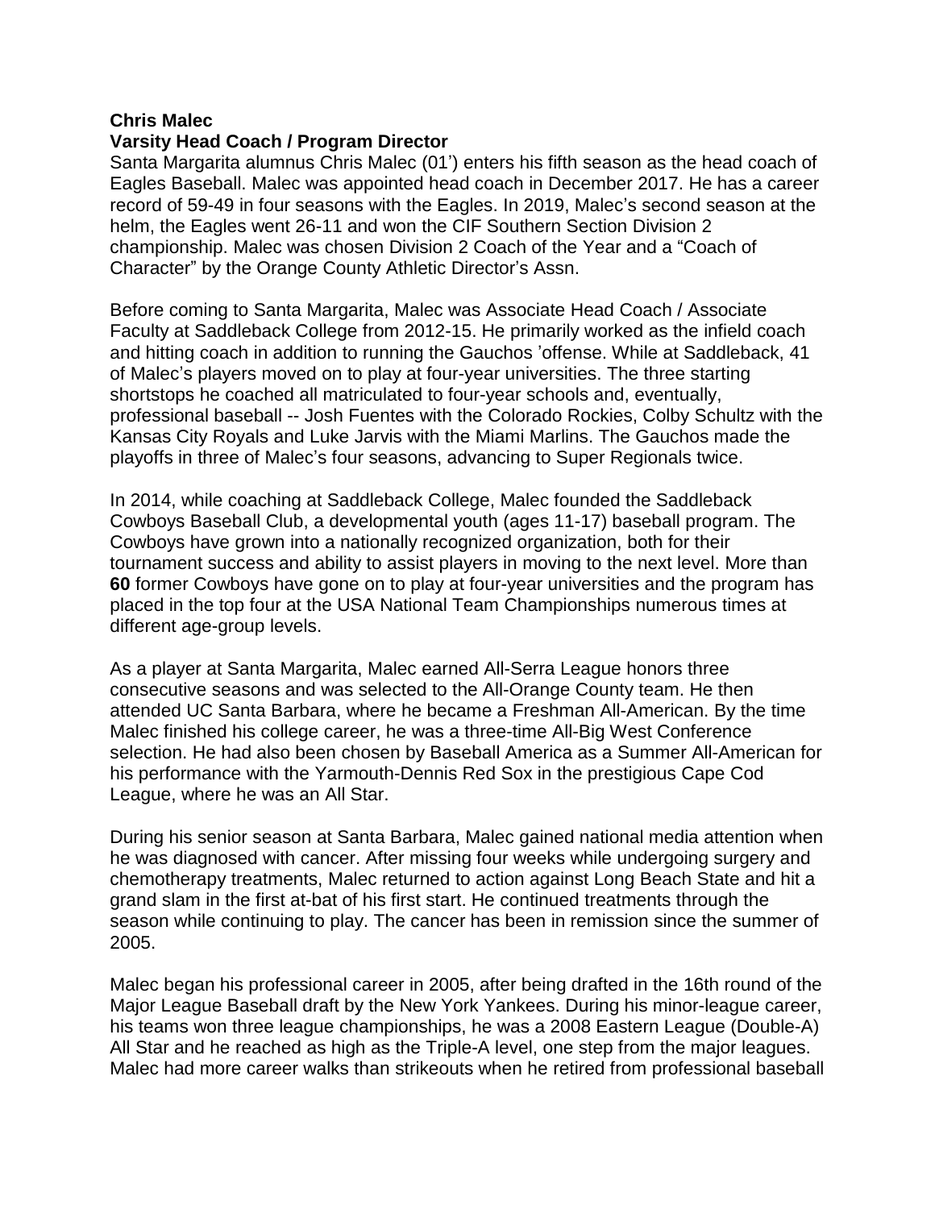**Chris Malec**
**Varsity Head Coach / Program Director**
Santa Margarita alumnus Chris Malec (01') enters his fifth season as the head coach of Eagles Baseball. Malec was appointed head coach in December 2017. He has a career record of 59-49 in four seasons with the Eagles. In 2019, Malec's second season at the helm, the Eagles went 26-11 and won the CIF Southern Section Division 2 championship. Malec was chosen Division 2 Coach of the Year and a "Coach of Character" by the Orange County Athletic Director's Assn.

Before coming to Santa Margarita, Malec was Associate Head Coach / Associate Faculty at Saddleback College from 2012-15. He primarily worked as the infield coach and hitting coach in addition to running the Gauchos 'offense. While at Saddleback, 41 of Malec's players moved on to play at four-year universities. The three starting shortstops he coached all matriculated to four-year schools and, eventually, professional baseball -- Josh Fuentes with the Colorado Rockies, Colby Schultz with the Kansas City Royals and Luke Jarvis with the Miami Marlins. The Gauchos made the playoffs in three of Malec's four seasons, advancing to Super Regionals twice.

In 2014, while coaching at Saddleback College, Malec founded the Saddleback Cowboys Baseball Club, a developmental youth (ages 11-17) baseball program. The Cowboys have grown into a nationally recognized organization, both for their tournament success and ability to assist players in moving to the next level. More than **60** former Cowboys have gone on to play at four-year universities and the program has placed in the top four at the USA National Team Championships numerous times at different age-group levels.

As a player at Santa Margarita, Malec earned All-Serra League honors three consecutive seasons and was selected to the All-Orange County team. He then attended UC Santa Barbara, where he became a Freshman All-American. By the time Malec finished his college career, he was a three-time All-Big West Conference selection. He had also been chosen by Baseball America as a Summer All-American for his performance with the Yarmouth-Dennis Red Sox in the prestigious Cape Cod League, where he was an All Star.

During his senior season at Santa Barbara, Malec gained national media attention when he was diagnosed with cancer. After missing four weeks while undergoing surgery and chemotherapy treatments, Malec returned to action against Long Beach State and hit a grand slam in the first at-bat of his first start. He continued treatments through the season while continuing to play. The cancer has been in remission since the summer of 2005.

Malec began his professional career in 2005, after being drafted in the 16th round of the Major League Baseball draft by the New York Yankees. During his minor-league career, his teams won three league championships, he was a 2008 Eastern League (Double-A) All Star and he reached as high as the Triple-A level, one step from the major leagues. Malec had more career walks than strikeouts when he retired from professional baseball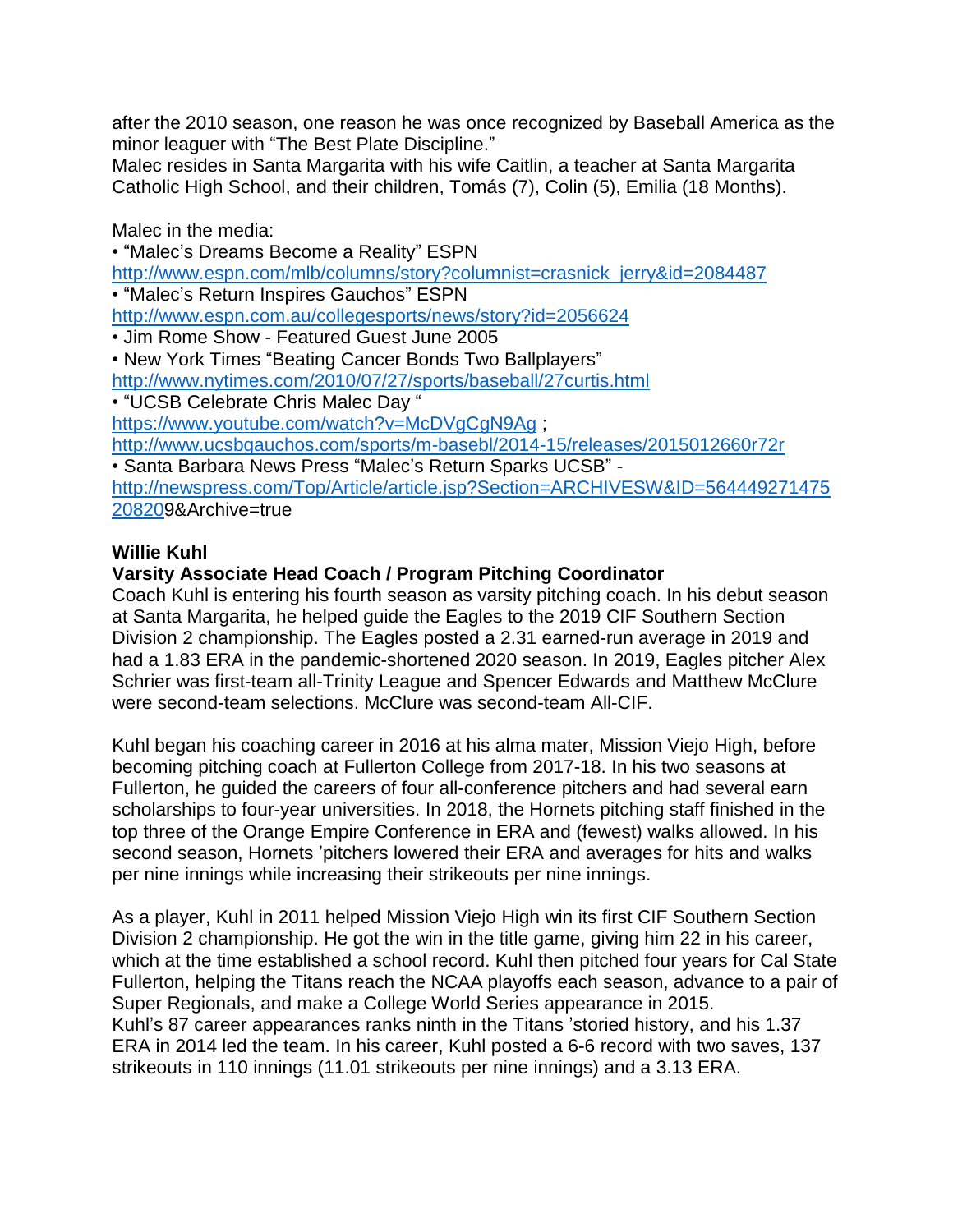after the 2010 season, one reason he was once recognized by Baseball America as the minor leaguer with "The Best Plate Discipline."
Malec resides in Santa Margarita with his wife Caitlin, a teacher at Santa Margarita Catholic High School, and their children, Tomás (7), Colin (5), Emilia (18 Months).

Malec in the media:

- "Malec's Dreams Become a Reality" ESPN
http://www.espn.com/mlb/columns/story?columnist=crasnick_jerry&id=2084487
- "Malec's Return Inspires Gauchos" ESPN
http://www.espn.com.au/collegesports/news/story?id=2056624
- Jim Rome Show - Featured Guest June 2005
- New York Times "Beating Cancer Bonds Two Ballplayers"
http://www.nytimes.com/2010/07/27/sports/baseball/27curtis.html
- "UCSB Celebrate Chris Malec Day "
https://www.youtube.com/watch?v=McDVgCgN9Ag ;
http://www.ucsbgauchos.com/sports/m-basebl/2014-15/releases/2015012660r72r
- Santa Barbara News Press "Malec's Return Sparks UCSB" -
http://newspress.com/Top/Article/article.jsp?Section=ARCHIVESW&ID=564449271475208209&Archive=true

**Willie Kuhl**
**Varsity Associate Head Coach / Program Pitching Coordinator**
Coach Kuhl is entering his fourth season as varsity pitching coach. In his debut season at Santa Margarita, he helped guide the Eagles to the 2019 CIF Southern Section Division 2 championship. The Eagles posted a 2.31 earned-run average in 2019 and had a 1.83 ERA in the pandemic-shortened 2020 season. In 2019, Eagles pitcher Alex Schrier was first-team all-Trinity League and Spencer Edwards and Matthew McClure were second-team selections. McClure was second-team All-CIF.

Kuhl began his coaching career in 2016 at his alma mater, Mission Viejo High, before becoming pitching coach at Fullerton College from 2017-18. In his two seasons at Fullerton, he guided the careers of four all-conference pitchers and had several earn scholarships to four-year universities. In 2018, the Hornets pitching staff finished in the top three of the Orange Empire Conference in ERA and (fewest) walks allowed. In his second season, Hornets 'pitchers lowered their ERA and averages for hits and walks per nine innings while increasing their strikeouts per nine innings.

As a player, Kuhl in 2011 helped Mission Viejo High win its first CIF Southern Section Division 2 championship. He got the win in the title game, giving him 22 in his career, which at the time established a school record. Kuhl then pitched four years for Cal State Fullerton, helping the Titans reach the NCAA playoffs each season, advance to a pair of Super Regionals, and make a College World Series appearance in 2015.
Kuhl's 87 career appearances ranks ninth in the Titans 'storied history, and his 1.37 ERA in 2014 led the team. In his career, Kuhl posted a 6-6 record with two saves, 137 strikeouts in 110 innings (11.01 strikeouts per nine innings) and a 3.13 ERA.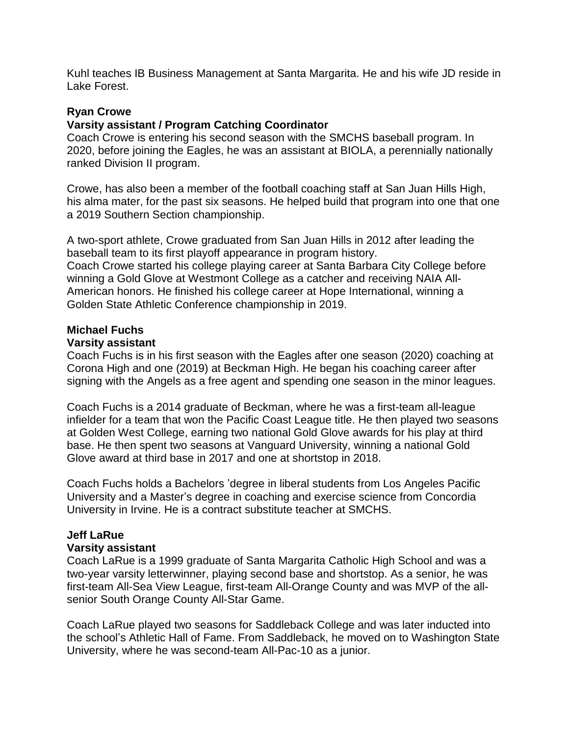Kuhl teaches IB Business Management at Santa Margarita. He and his wife JD reside in Lake Forest.

**Ryan Crowe**
**Varsity assistant / Program Catching Coordinator**
Coach Crowe is entering his second season with the SMCHS baseball program. In 2020, before joining the Eagles, he was an assistant at BIOLA, a perennially nationally ranked Division II program.

Crowe, has also been a member of the football coaching staff at San Juan Hills High, his alma mater, for the past six seasons. He helped build that program into one that one a 2019 Southern Section championship.

A two-sport athlete, Crowe graduated from San Juan Hills in 2012 after leading the baseball team to its first playoff appearance in program history.
Coach Crowe started his college playing career at Santa Barbara City College before winning a Gold Glove at Westmont College as a catcher and receiving NAIA All-American honors. He finished his college career at Hope International, winning a Golden State Athletic Conference championship in 2019.

**Michael Fuchs**
**Varsity assistant**
Coach Fuchs is in his first season with the Eagles after one season (2020) coaching at Corona High and one (2019) at Beckman High. He began his coaching career after signing with the Angels as a free agent and spending one season in the minor leagues.

Coach Fuchs is a 2014 graduate of Beckman, where he was a first-team all-league infielder for a team that won the Pacific Coast League title. He then played two seasons at Golden West College, earning two national Gold Glove awards for his play at third base. He then spent two seasons at Vanguard University, winning a national Gold Glove award at third base in 2017 and one at shortstop in 2018.

Coach Fuchs holds a Bachelors 'degree in liberal students from Los Angeles Pacific University and a Master's degree in coaching and exercise science from Concordia University in Irvine. He is a contract substitute teacher at SMCHS.

**Jeff LaRue**
**Varsity assistant**
Coach LaRue is a 1999 graduate of Santa Margarita Catholic High School and was a two-year varsity letterwinner, playing second base and shortstop. As a senior, he was first-team All-Sea View League, first-team All-Orange County and was MVP of the all-senior South Orange County All-Star Game.

Coach LaRue played two seasons for Saddleback College and was later inducted into the school's Athletic Hall of Fame. From Saddleback, he moved on to Washington State University, where he was second-team All-Pac-10 as a junior.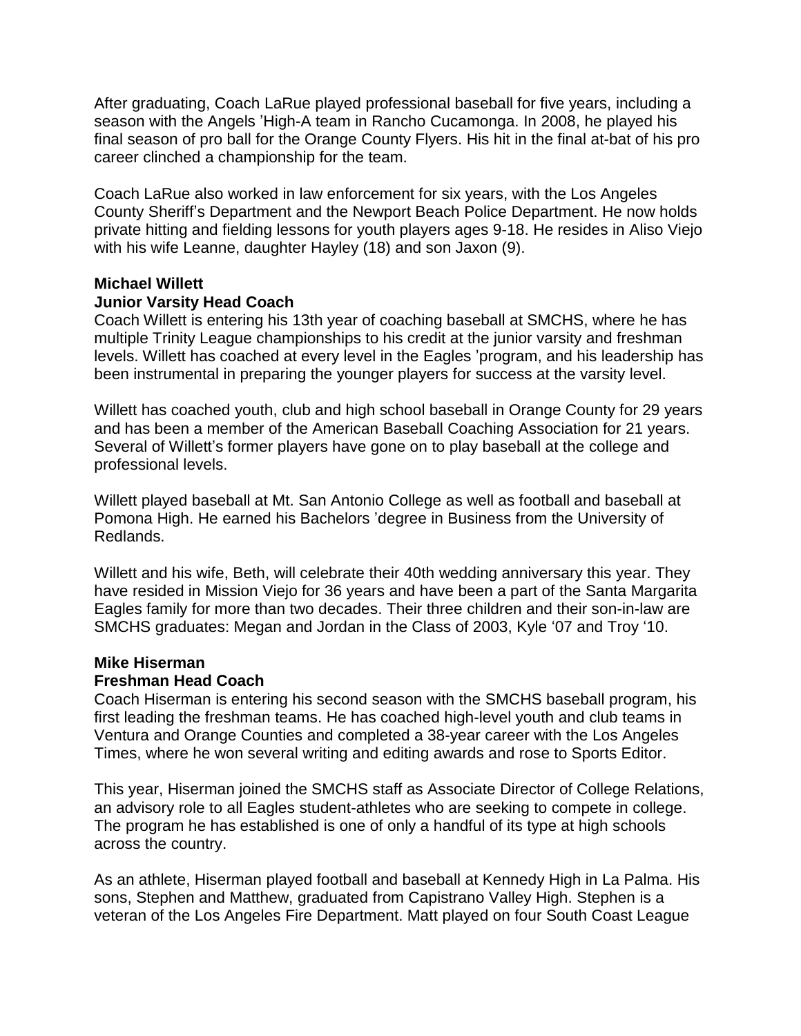After graduating, Coach LaRue played professional baseball for five years, including a season with the Angels 'High-A team in Rancho Cucamonga. In 2008, he played his final season of pro ball for the Orange County Flyers. His hit in the final at-bat of his pro career clinched a championship for the team.

Coach LaRue also worked in law enforcement for six years, with the Los Angeles County Sheriff's Department and the Newport Beach Police Department. He now holds private hitting and fielding lessons for youth players ages 9-18. He resides in Aliso Viejo with his wife Leanne, daughter Hayley (18) and son Jaxon (9).

**Michael Willett**
**Junior Varsity Head Coach**
Coach Willett is entering his 13th year of coaching baseball at SMCHS, where he has multiple Trinity League championships to his credit at the junior varsity and freshman levels. Willett has coached at every level in the Eagles 'program, and his leadership has been instrumental in preparing the younger players for success at the varsity level.

Willett has coached youth, club and high school baseball in Orange County for 29 years and has been a member of the American Baseball Coaching Association for 21 years. Several of Willett's former players have gone on to play baseball at the college and professional levels.

Willett played baseball at Mt. San Antonio College as well as football and baseball at Pomona High. He earned his Bachelors 'degree in Business from the University of Redlands.

Willett and his wife, Beth, will celebrate their 40th wedding anniversary this year. They have resided in Mission Viejo for 36 years and have been a part of the Santa Margarita Eagles family for more than two decades. Their three children and their son-in-law are SMCHS graduates: Megan and Jordan in the Class of 2003, Kyle '07 and Troy '10.

**Mike Hiserman**
**Freshman Head Coach**
Coach Hiserman is entering his second season with the SMCHS baseball program, his first leading the freshman teams. He has coached high-level youth and club teams in Ventura and Orange Counties and completed a 38-year career with the Los Angeles Times, where he won several writing and editing awards and rose to Sports Editor.

This year, Hiserman joined the SMCHS staff as Associate Director of College Relations, an advisory role to all Eagles student-athletes who are seeking to compete in college. The program he has established is one of only a handful of its type at high schools across the country.

As an athlete, Hiserman played football and baseball at Kennedy High in La Palma. His sons, Stephen and Matthew, graduated from Capistrano Valley High. Stephen is a veteran of the Los Angeles Fire Department. Matt played on four South Coast League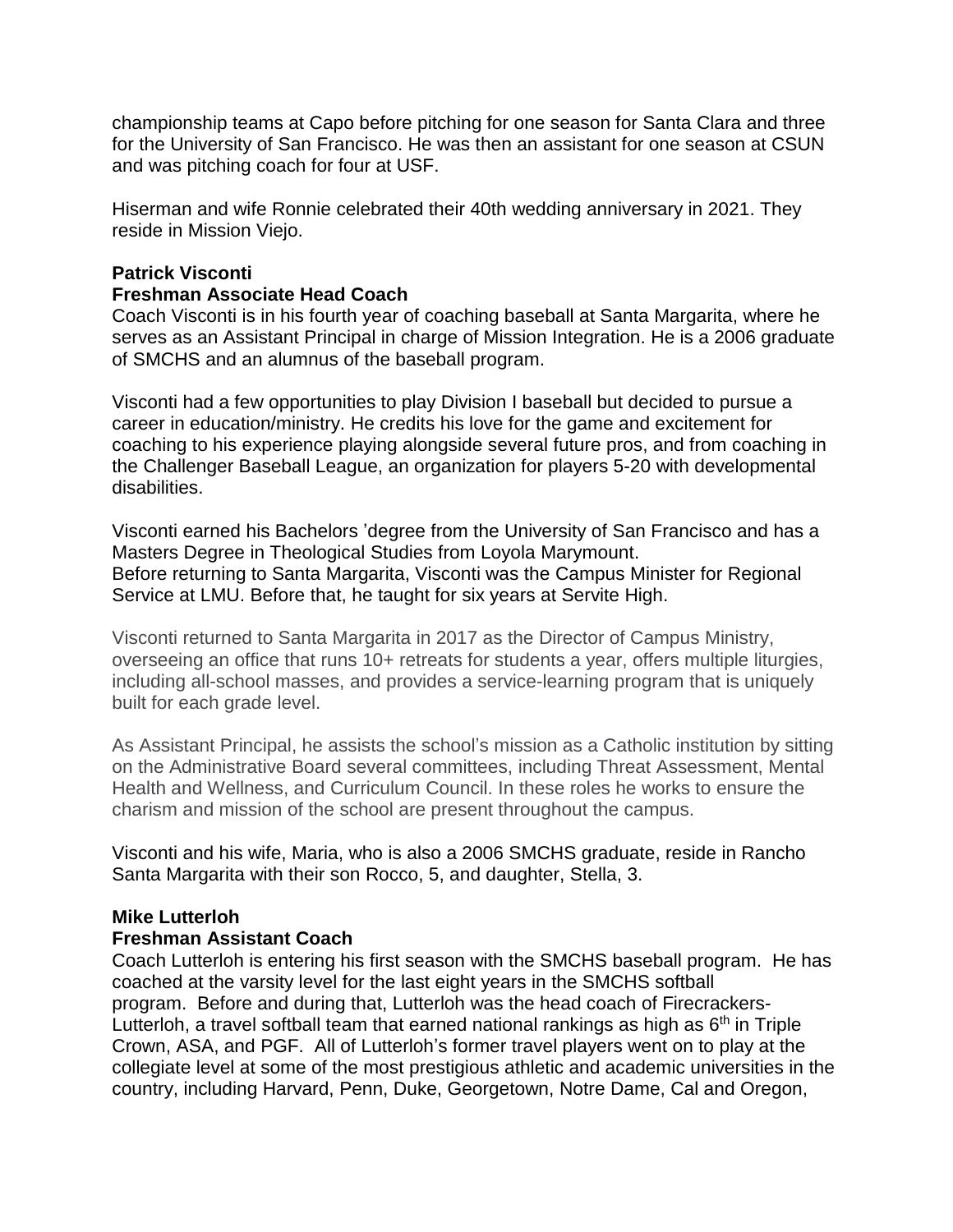championship teams at Capo before pitching for one season for Santa Clara and three for the University of San Francisco. He was then an assistant for one season at CSUN and was pitching coach for four at USF.

Hiserman and wife Ronnie celebrated their 40th wedding anniversary in 2021. They reside in Mission Viejo.

**Patrick Visconti**
**Freshman Associate Head Coach**
Coach Visconti is in his fourth year of coaching baseball at Santa Margarita, where he serves as an Assistant Principal in charge of Mission Integration. He is a 2006 graduate of SMCHS and an alumnus of the baseball program.

Visconti had a few opportunities to play Division I baseball but decided to pursue a career in education/ministry. He credits his love for the game and excitement for coaching to his experience playing alongside several future pros, and from coaching in the Challenger Baseball League, an organization for players 5-20 with developmental disabilities.

Visconti earned his Bachelors 'degree from the University of San Francisco and has a Masters Degree in Theological Studies from Loyola Marymount.
Before returning to Santa Margarita, Visconti was the Campus Minister for Regional Service at LMU. Before that, he taught for six years at Servite High.

Visconti returned to Santa Margarita in 2017 as the Director of Campus Ministry, overseeing an office that runs 10+ retreats for students a year, offers multiple liturgies, including all-school masses, and provides a service-learning program that is uniquely built for each grade level.

As Assistant Principal, he assists the school's mission as a Catholic institution by sitting on the Administrative Board several committees, including Threat Assessment, Mental Health and Wellness, and Curriculum Council. In these roles he works to ensure the charism and mission of the school are present throughout the campus.

Visconti and his wife, Maria, who is also a 2006 SMCHS graduate, reside in Rancho Santa Margarita with their son Rocco, 5, and daughter, Stella, 3.

**Mike Lutterloh**
**Freshman Assistant Coach**
Coach Lutterloh is entering his first season with the SMCHS baseball program. He has coached at the varsity level for the last eight years in the SMCHS softball program. Before and during that, Lutterloh was the head coach of Firecrackers-Lutterloh, a travel softball team that earned national rankings as high as 6th in Triple Crown, ASA, and PGF. All of Lutterloh's former travel players went on to play at the collegiate level at some of the most prestigious athletic and academic universities in the country, including Harvard, Penn, Duke, Georgetown, Notre Dame, Cal and Oregon,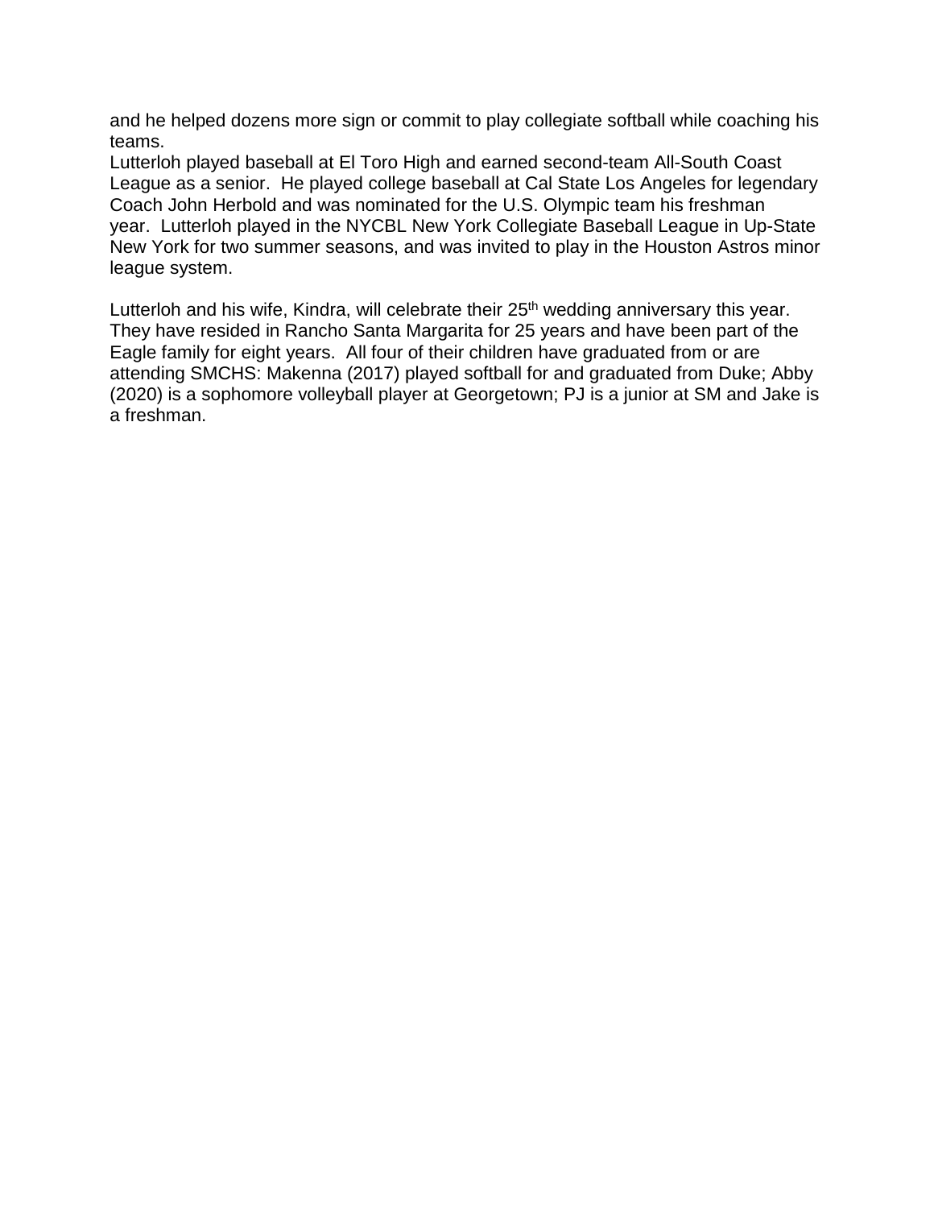and he helped dozens more sign or commit to play collegiate softball while coaching his teams.

Lutterloh played baseball at El Toro High and earned second-team All-South Coast League as a senior. He played college baseball at Cal State Los Angeles for legendary Coach John Herbold and was nominated for the U.S. Olympic team his freshman year. Lutterloh played in the NYCBL New York Collegiate Baseball League in Up-State New York for two summer seasons, and was invited to play in the Houston Astros minor league system.

Lutterloh and his wife, Kindra, will celebrate their 25th wedding anniversary this year. They have resided in Rancho Santa Margarita for 25 years and have been part of the Eagle family for eight years. All four of their children have graduated from or are attending SMCHS: Makenna (2017) played softball for and graduated from Duke; Abby (2020) is a sophomore volleyball player at Georgetown; PJ is a junior at SM and Jake is a freshman.